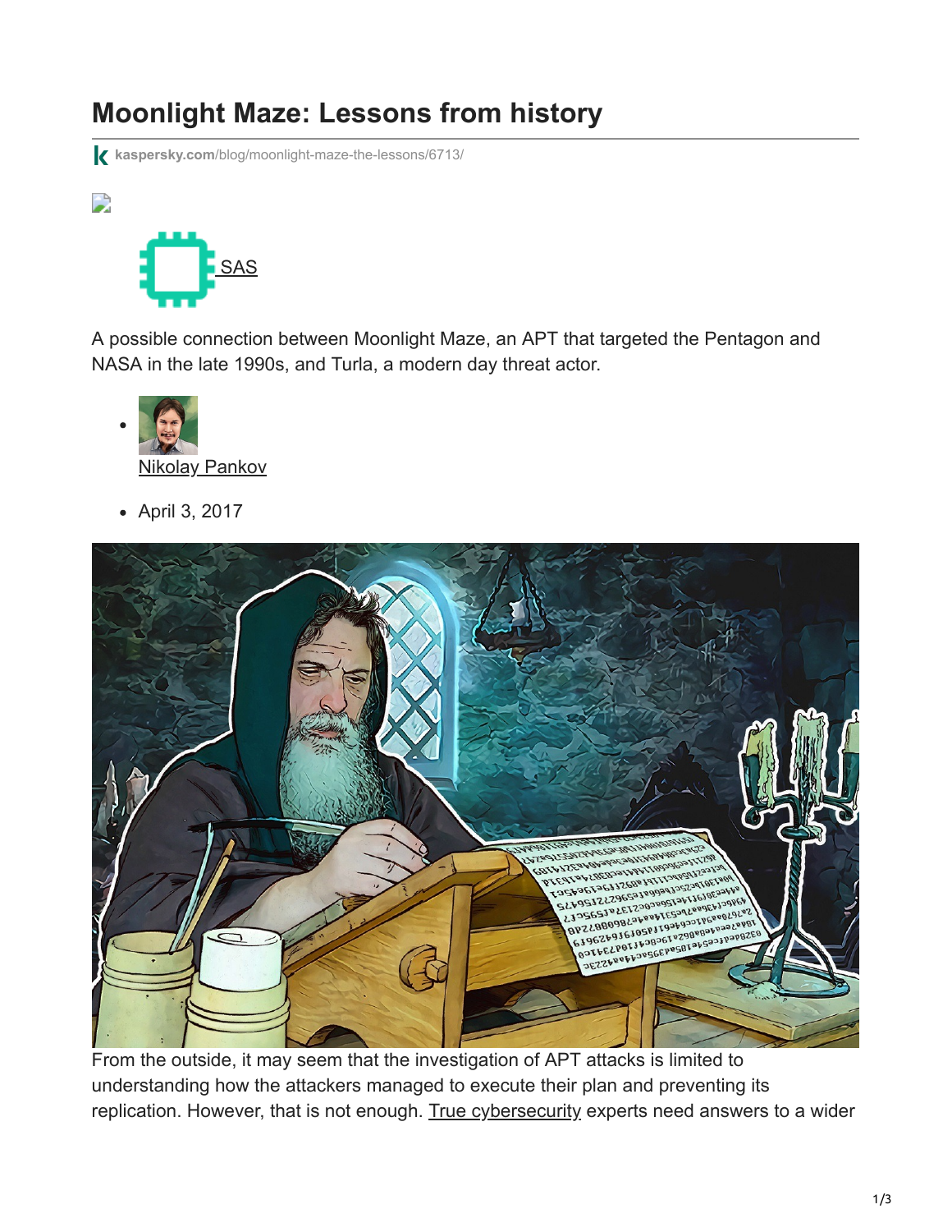# Moonlight Maze: Lessons from history

kaspersky.com/blog/moonlight-maze-the-lessons/6713/

SAS

A possible connection between Moonlight Maze, an APT that targeted the Pentagon and NASA in the late 1990s, and Turla, a modern day threat actor.

- Nikolay Pankov
- April 3, 2017

From the outside, it may seem that the investigation of APT attacks is limited to understanding how the attackers managed to execute their plan and preventing its replication. However, that is not enough. True cybersecurity experts need answers to a wider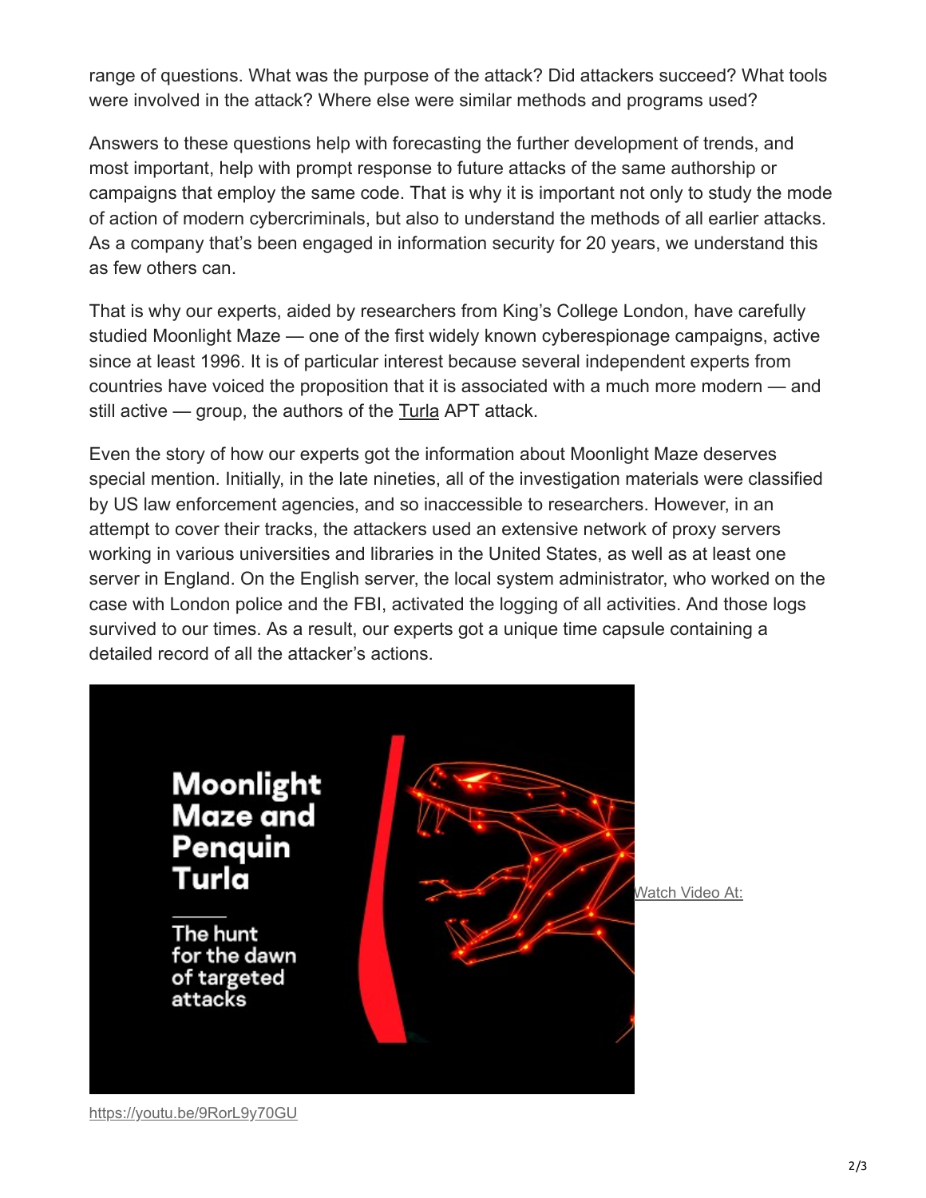range of questions. What was the purpose of the attack? Did attackers succeed? What tools were involved in the attack? Where else were similar methods and programs used?

Answers to these questions help with forecasting the further development of trends, and most important, help with prompt response to future attacks of the same authorship or campaigns that employ the same code. That is why it is important not only to study the mode of action of modern cybercriminals, but also to understand the methods of all earlier attacks. As a company that's been engaged in information security for 20 years, we understand this as few others can.

That is why our experts, aided by researchers from King's College London, have carefully studied Moonlight Maze — one of the first widely known cyberespionage campaigns, active since at least 1996. It is of particular interest because several independent experts from countries have voiced the proposition that it is associated with a much more modern — and still active — group, the authors of the Turla APT attack.

Even the story of how our experts got the information about Moonlight Maze deserves special mention. Initially, in the late nineties, all of the investigation materials were classified by US law enforcement agencies, and so inaccessible to researchers. However, in an attempt to cover their tracks, the attackers used an extensive network of proxy servers working in various universities and libraries in the United States, as well as at least one server in England. On the English server, the local system administrator, who worked on the case with London police and the FBI, activated the logging of all activities. And those logs survived to our times. As a result, our experts got a unique time capsule containing a detailed record of all the attacker's actions.

Moonlight Maze and Penquin Turla

The hunt for the dawn of targeted attacks

Watch Video At:

https://youtu.be/9RorL9y70GU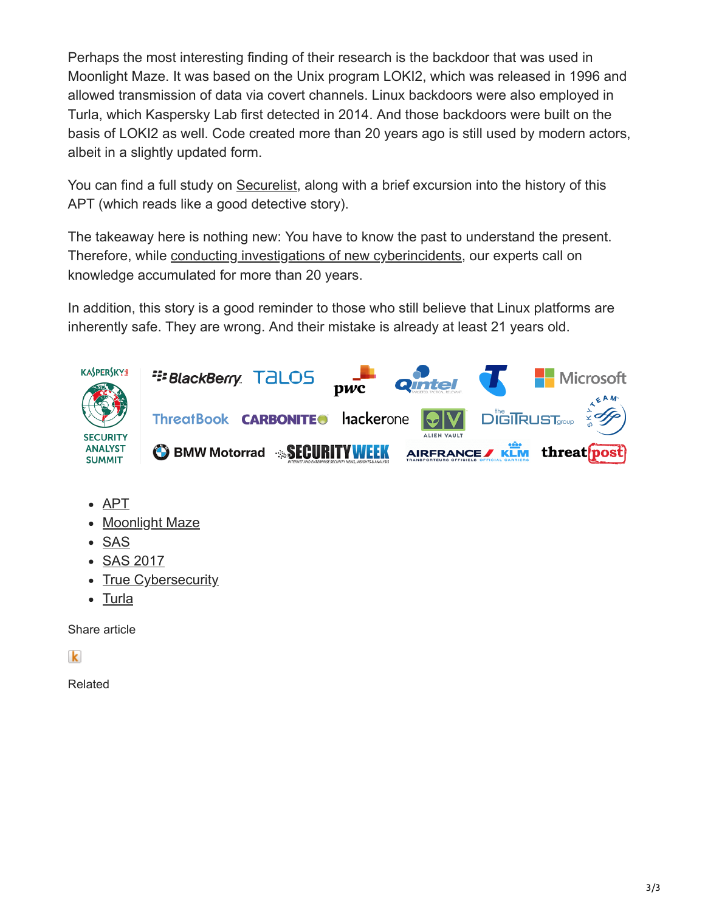Perhaps the most interesting finding of their research is the backdoor that was used in Moonlight Maze. It was based on the Unix program LOKI2, which was released in 1996 and allowed transmission of data via covert channels. Linux backdoors were also employed in Turla, which Kaspersky Lab first detected in 2014. And those backdoors were built on the basis of LOKI2 as well. Code created more than 20 years ago is still used by modern actors, albeit in a slightly updated form.

You can find a full study on Securelist, along with a brief excursion into the history of this APT (which reads like a good detective story).

The takeaway here is nothing new: You have to know the past to understand the present. Therefore, while conducting investigations of new cyberincidents, our experts call on knowledge accumulated for more than 20 years.

In addition, this story is a good reminder to those who still believe that Linux platforms are inherently safe. They are wrong. And their mistake is already at least 21 years old.

- APT
- Moonlight Maze
- SAS
- SAS 2017
- True Cybersecurity
- Turla

Share article

Related